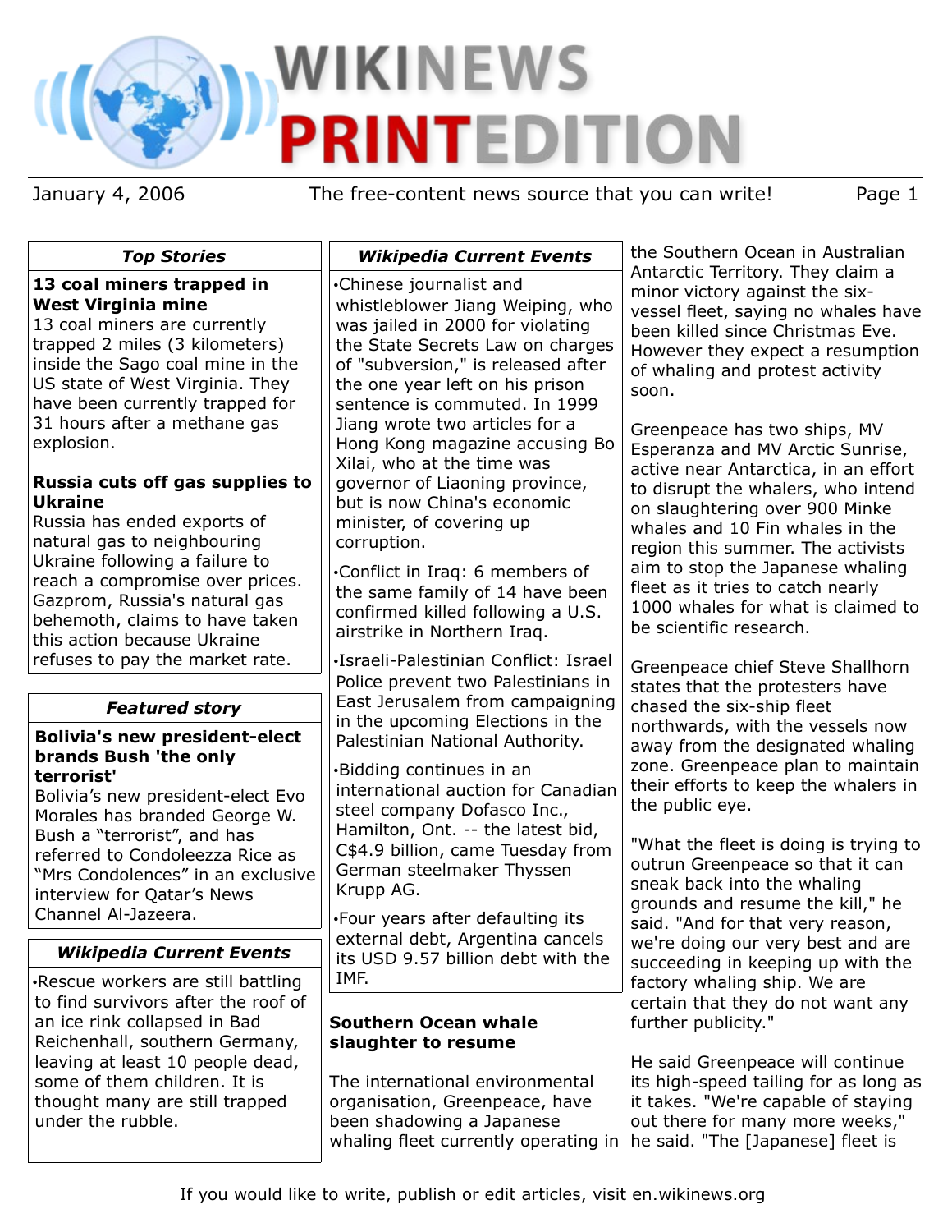# WIKINEWS PRINTEDITION

January 4, 2006 — The free-content news source that you can write!

## Top Stories

**13 coal miners trapped in West Virginia mine**

13 coal miners are currently trapped 2 miles (3 kilometers) inside the Sago coal mine in the US state of West Virginia. They have been currently trapped for 31 hours after a methane gas explosion.

**Russia cuts off gas supplies to Ukraine**

Russia has ended exports of natural gas to neighbouring Ukraine following a failure to reach a compromise over prices. Gazprom, Russia's natural gas behemoth, claims to have taken this action because Ukraine refuses to pay the market rate.

## Featured story

**Bolivia's new president-elect brands Bush 'the only terrorist'**

Bolivia's new president-elect Evo Morales has branded George W. Bush a "terrorist", and has referred to Condoleezza Rice as "Mrs Condolences" in an exclusive interview for Qatar's News Channel Al-Jazeera.

## Wikipedia Current Events

- Rescue workers are still battling to find survivors after the roof of an ice rink collapsed in Bad Reichenhall, southern Germany, leaving at least 10 people dead, some of them children. It is thought many are still trapped under the rubble.

## Wikipedia Current Events

- Chinese journalist and whistleblower Jiang Weiping, who was jailed in 2000 for violating the State Secrets Law on charges of "subversion," is released after the one year left on his prison sentence is commuted. In 1999 Jiang wrote two articles for a Hong Kong magazine accusing Bo Xilai, who at the time was governor of Liaoning province, but is now China's economic minister, of covering up corruption.
- Conflict in Iraq: 6 members of the same family of 14 have been confirmed killed following a U.S. airstrike in Northern Iraq.
- Israeli-Palestinian Conflict: Israel Police prevent two Palestinians in East Jerusalem from campaigning in the upcoming Elections in the Palestinian National Authority.
- Bidding continues in an international auction for Canadian steel company Dofasco Inc., Hamilton, Ont. -- the latest bid, C$4.9 billion, came Tuesday from German steelmaker Thyssen Krupp AG.
- Four years after defaulting its external debt, Argentina cancels its USD 9.57 billion debt with the IMF.

## Southern Ocean whale slaughter to resume

The international environmental organisation, Greenpeace, have been shadowing a Japanese whaling fleet currently operating in the Southern Ocean in Australian Antarctic Territory. They claim a minor victory against the six-vessel fleet, saying no whales have been killed since Christmas Eve. However they expect a resumption of whaling and protest activity soon.

Greenpeace has two ships, MV Esperanza and MV Arctic Sunrise, active near Antarctica, in an effort to disrupt the whalers, who intend on slaughtering over 900 Minke whales and 10 Fin whales in the region this summer. The activists aim to stop the Japanese whaling fleet as it tries to catch nearly 1000 whales for what is claimed to be scientific research.

Greenpeace chief Steve Shallhorn states that the protesters have chased the six-ship fleet northwards, with the vessels now away from the designated whaling zone. Greenpeace plan to maintain their efforts to keep the whalers in the public eye.

"What the fleet is doing is trying to outrun Greenpeace so that it can sneak back into the whaling grounds and resume the kill," he said. "And for that very reason, we're doing our very best and are succeeding in keeping up with the factory whaling ship. We are certain that they do not want any further publicity."

He said Greenpeace will continue its high-speed tailing for as long as it takes. "We're capable of staying out there for many more weeks," he said. "The [Japanese] fleet is

If you would like to write, publish or edit articles, visit en.wikinews.org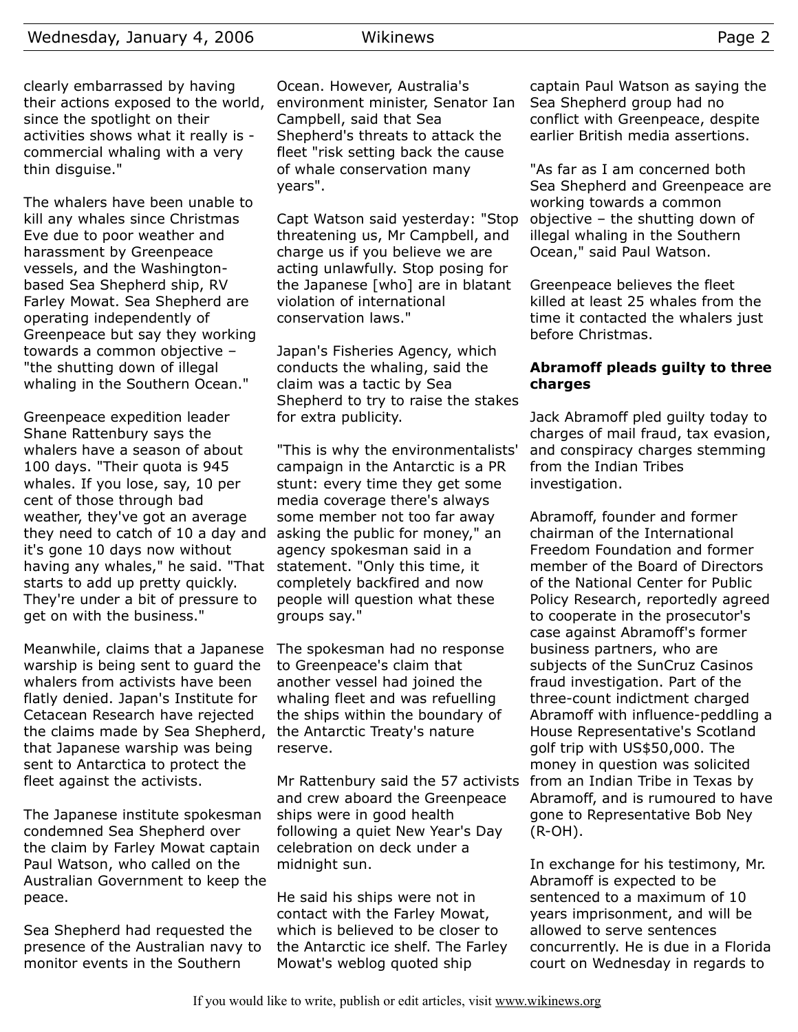clearly embarrassed by having their actions exposed to the world, since the spotlight on their activities shows what it really is - commercial whaling with a very thin disguise."

The whalers have been unable to kill any whales since Christmas Eve due to poor weather and harassment by Greenpeace vessels, and the Washington-based Sea Shepherd ship, RV Farley Mowat. Sea Shepherd are operating independently of Greenpeace but say they working towards a common objective – "the shutting down of illegal whaling in the Southern Ocean."

Greenpeace expedition leader Shane Rattenbury says the whalers have a season of about 100 days. "Their quota is 945 whales. If you lose, say, 10 per cent of those through bad weather, they've got an average they need to catch of 10 a day and it's gone 10 days now without having any whales," he said. "That starts to add up pretty quickly. They're under a bit of pressure to get on with the business."

Meanwhile, claims that a Japanese warship is being sent to guard the whalers from activists have been flatly denied. Japan's Institute for Cetacean Research have rejected the claims made by Sea Shepherd, that Japanese warship was being sent to Antarctica to protect the fleet against the activists.

The Japanese institute spokesman condemned Sea Shepherd over the claim by Farley Mowat captain Paul Watson, who called on the Australian Government to keep the peace.

Sea Shepherd had requested the presence of the Australian navy to monitor events in the Southern Ocean. However, Australia's environment minister, Senator Ian Campbell, said that Sea Shepherd's threats to attack the fleet "risk setting back the cause of whale conservation many years".

Capt Watson said yesterday: "Stop threatening us, Mr Campbell, and charge us if you believe we are acting unlawfully. Stop posing for the Japanese [who] are in blatant violation of international conservation laws."

Japan's Fisheries Agency, which conducts the whaling, said the claim was a tactic by Sea Shepherd to try to raise the stakes for extra publicity.

"This is why the environmentalists' campaign in the Antarctic is a PR stunt: every time they get some media coverage there's always some member not too far away asking the public for money," an agency spokesman said in a statement. "Only this time, it completely backfired and now people will question what these groups say."

The spokesman had no response to Greenpeace's claim that another vessel had joined the whaling fleet and was refuelling the ships within the boundary of the Antarctic Treaty's nature reserve.

Mr Rattenbury said the 57 activists and crew aboard the Greenpeace ships were in good health following a quiet New Year's Day celebration on deck under a midnight sun.

He said his ships were not in contact with the Farley Mowat, which is believed to be closer to the Antarctic ice shelf. The Farley Mowat's weblog quoted ship captain Paul Watson as saying the Sea Shepherd group had no conflict with Greenpeace, despite earlier British media assertions.

"As far as I am concerned both Sea Shepherd and Greenpeace are working towards a common objective – the shutting down of illegal whaling in the Southern Ocean," said Paul Watson.

Greenpeace believes the fleet killed at least 25 whales from the time it contacted the whalers just before Christmas.

### Abramoff pleads guilty to three charges

Jack Abramoff pled guilty today to charges of mail fraud, tax evasion, and conspiracy charges stemming from the Indian Tribes investigation.

Abramoff, founder and former chairman of the International Freedom Foundation and former member of the Board of Directors of the National Center for Public Policy Research, reportedly agreed to cooperate in the prosecutor's case against Abramoff's former business partners, who are subjects of the SunCruz Casinos fraud investigation. Part of the three-count indictment charged Abramoff with influence-peddling a House Representative's Scotland golf trip with US$50,000. The money in question was solicited from an Indian Tribe in Texas by Abramoff, and is rumoured to have gone to Representative Bob Ney (R-OH).

In exchange for his testimony, Mr. Abramoff is expected to be sentenced to a maximum of 10 years imprisonment, and will be allowed to serve sentences concurrently. He is due in a Florida court on Wednesday in regards to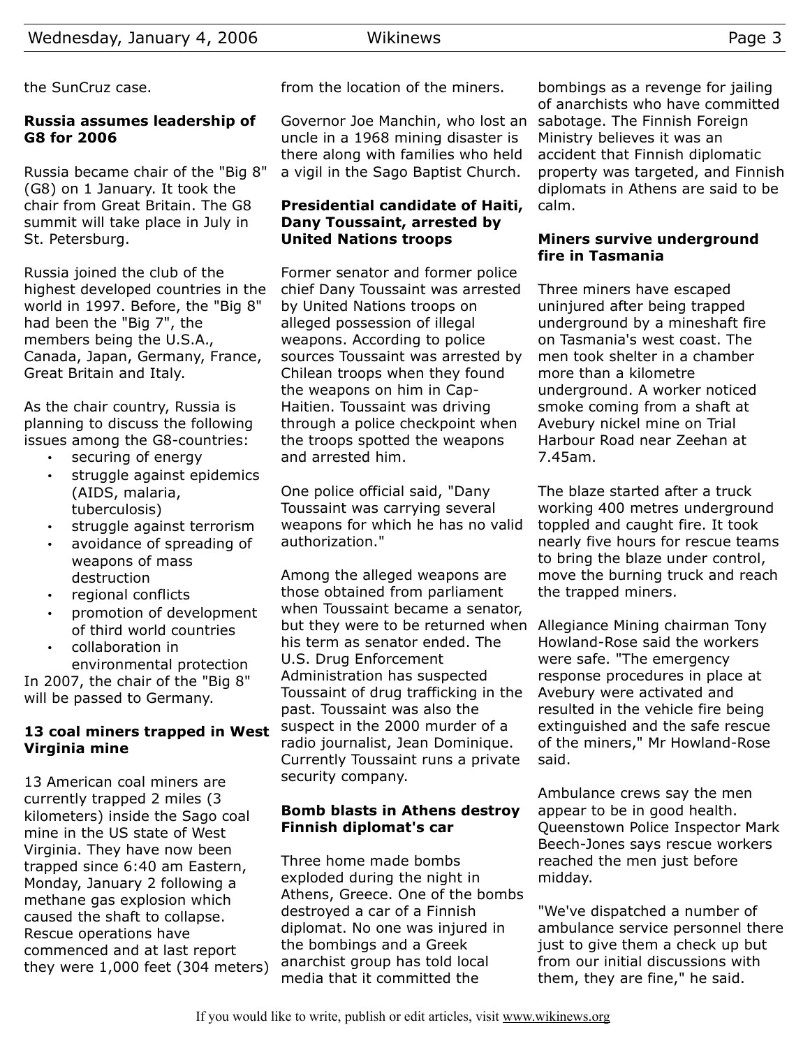the SunCruz case.

### Russia assumes leadership of G8 for 2006

Russia became chair of the "Big 8" (G8) on 1 January. It took the chair from Great Britain. The G8 summit will take place in July in St. Petersburg.

Russia joined the club of the highest developed countries in the world in 1997. Before, the "Big 8" had been the "Big 7", the members being the U.S.A., Canada, Japan, Germany, France, Great Britain and Italy.

As the chair country, Russia is planning to discuss the following issues among the G8-countries:

- securing of energy
- struggle against epidemics (AIDS, malaria, tuberculosis)
- struggle against terrorism
- avoidance of spreading of weapons of mass destruction
- regional conflicts
- promotion of development of third world countries
- collaboration in environmental protection

In 2007, the chair of the "Big 8" will be passed to Germany.

### 13 coal miners trapped in West Virginia mine

13 American coal miners are currently trapped 2 miles (3 kilometers) inside the Sago coal mine in the US state of West Virginia. They have now been trapped since 6:40 am Eastern, Monday, January 2 following a methane gas explosion which caused the shaft to collapse. Rescue operations have commenced and at last report they were 1,000 feet (304 meters) from the location of the miners.

Governor Joe Manchin, who lost an uncle in a 1968 mining disaster is there along with families who held a vigil in the Sago Baptist Church.

### Presidential candidate of Haiti, Dany Toussaint, arrested by United Nations troops

Former senator and former police chief Dany Toussaint was arrested by United Nations troops on alleged possession of illegal weapons. According to police sources Toussaint was arrested by Chilean troops when they found the weapons on him in Cap-Haitien. Toussaint was driving through a police checkpoint when the troops spotted the weapons and arrested him.

One police official said, "Dany Toussaint was carrying several weapons for which he has no valid authorization."

Among the alleged weapons are those obtained from parliament when Toussaint became a senator, but they were to be returned when his term as senator ended. The U.S. Drug Enforcement Administration has suspected Toussaint of drug trafficking in the past. Toussaint was also the suspect in the 2000 murder of a radio journalist, Jean Dominique. Currently Toussaint runs a private security company.

### Bomb blasts in Athens destroy Finnish diplomat's car

Three home made bombs exploded during the night in Athens, Greece. One of the bombs destroyed a car of a Finnish diplomat. No one was injured in the bombings and a Greek anarchist group has told local media that it committed the bombings as a revenge for jailing of anarchists who have committed sabotage. The Finnish Foreign Ministry believes it was an accident that Finnish diplomatic property was targeted, and Finnish diplomats in Athens are said to be calm.

### Miners survive underground fire in Tasmania

Three miners have escaped uninjured after being trapped underground by a mineshaft fire on Tasmania's west coast. The men took shelter in a chamber more than a kilometre underground. A worker noticed smoke coming from a shaft at Avebury nickel mine on Trial Harbour Road near Zeehan at 7.45am.

The blaze started after a truck working 400 metres underground toppled and caught fire. It took nearly five hours for rescue teams to bring the blaze under control, move the burning truck and reach the trapped miners.

Allegiance Mining chairman Tony Howland-Rose said the workers were safe. "The emergency response procedures in place at Avebury were activated and resulted in the vehicle fire being extinguished and the safe rescue of the miners," Mr Howland-Rose said.

Ambulance crews say the men appear to be in good health. Queenstown Police Inspector Mark Beech-Jones says rescue workers reached the men just before midday.

"We've dispatched a number of ambulance service personnel there just to give them a check up but from our initial discussions with them, they are fine," he said.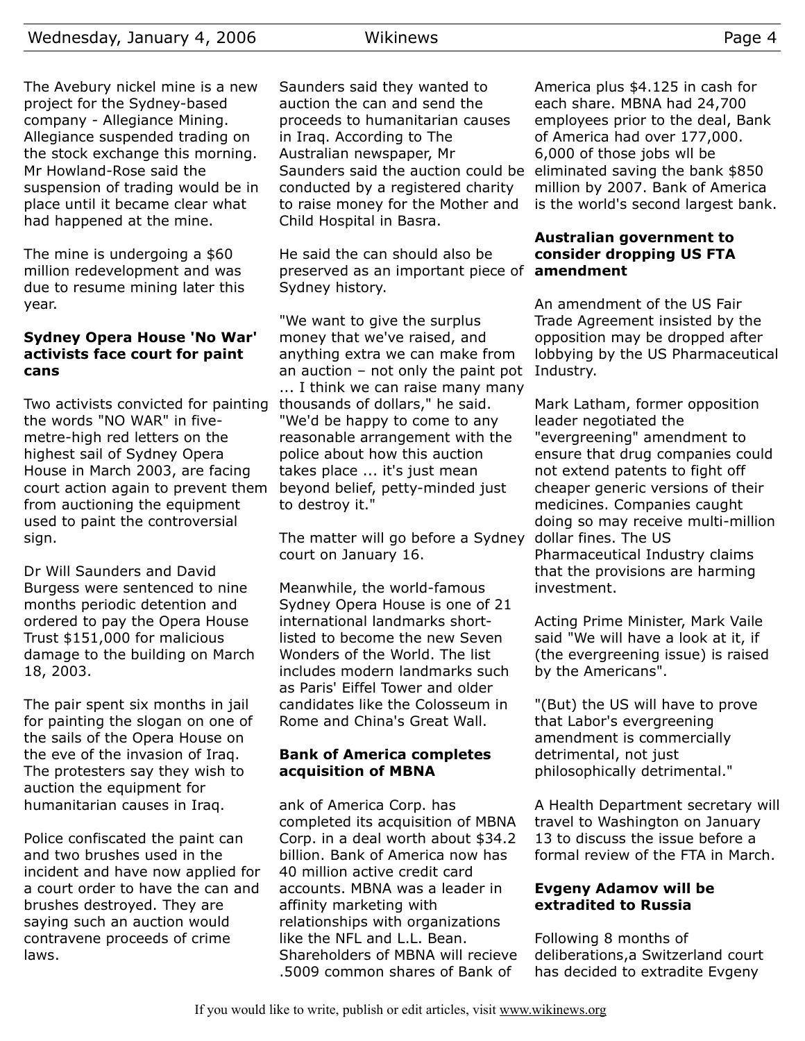The Avebury nickel mine is a new project for the Sydney-based company - Allegiance Mining. Allegiance suspended trading on the stock exchange this morning. Mr Howland-Rose said the suspension of trading would be in place until it became clear what had happened at the mine.

The mine is undergoing a $60 million redevelopment and was due to resume mining later this year.

### Sydney Opera House 'No War' activists face court for paint cans

Two activists convicted for painting the words "NO WAR" in five-metre-high red letters on the highest sail of Sydney Opera House in March 2003, are facing court action again to prevent them from auctioning the equipment used to paint the controversial sign.

Dr Will Saunders and David Burgess were sentenced to nine months periodic detention and ordered to pay the Opera House Trust $151,000 for malicious damage to the building on March 18, 2003.

The pair spent six months in jail for painting the slogan on one of the sails of the Opera House on the eve of the invasion of Iraq. The protesters say they wish to auction the equipment for humanitarian causes in Iraq.

Police confiscated the paint can and two brushes used in the incident and have now applied for a court order to have the can and brushes destroyed. They are saying such an auction would contravene proceeds of crime laws.

Saunders said they wanted to auction the can and send the proceeds to humanitarian causes in Iraq. According to The Australian newspaper, Mr Saunders said the auction could be conducted by a registered charity to raise money for the Mother and Child Hospital in Basra.

He said the can should also be preserved as an important piece of Sydney history.

"We want to give the surplus money that we've raised, and anything extra we can make from an auction – not only the paint pot ... I think we can raise many many thousands of dollars," he said. "We'd be happy to come to any reasonable arrangement with the police about how this auction takes place ... it's just mean beyond belief, petty-minded just to destroy it."

The matter will go before a Sydney court on January 16.

Meanwhile, the world-famous Sydney Opera House is one of 21 international landmarks short-listed to become the new Seven Wonders of the World. The list includes modern landmarks such as Paris' Eiffel Tower and older candidates like the Colosseum in Rome and China's Great Wall.

### Bank of America completes acquisition of MBNA

ank of America Corp. has completed its acquisition of MBNA Corp. in a deal worth about $34.2 billion. Bank of America now has 40 million active credit card accounts. MBNA was a leader in affinity marketing with relationships with organizations like the NFL and L.L. Bean. Shareholders of MBNA will recieve .5009 common shares of Bank of America plus $4.125 in cash for each share. MBNA had 24,700 employees prior to the deal, Bank of America had over 177,000. 6,000 of those jobs wll be eliminated saving the bank $850 million by 2007. Bank of America is the world's second largest bank.

### Australian government to consider dropping US FTA amendment

An amendment of the US Fair Trade Agreement insisted by the opposition may be dropped after lobbying by the US Pharmaceutical Industry.

Mark Latham, former opposition leader negotiated the "evergreening" amendment to ensure that drug companies could not extend patents to fight off cheaper generic versions of their medicines. Companies caught doing so may receive multi-million dollar fines. The US Pharmaceutical Industry claims that the provisions are harming investment.

Acting Prime Minister, Mark Vaile said "We will have a look at it, if (the evergreening issue) is raised by the Americans".

"(But) the US will have to prove that Labor's evergreening amendment is commercially detrimental, not just philosophically detrimental."

A Health Department secretary will travel to Washington on January 13 to discuss the issue before a formal review of the FTA in March.

### Evgeny Adamov will be extradited to Russia

Following 8 months of deliberations,a Switzerland court has decided to extradite Evgeny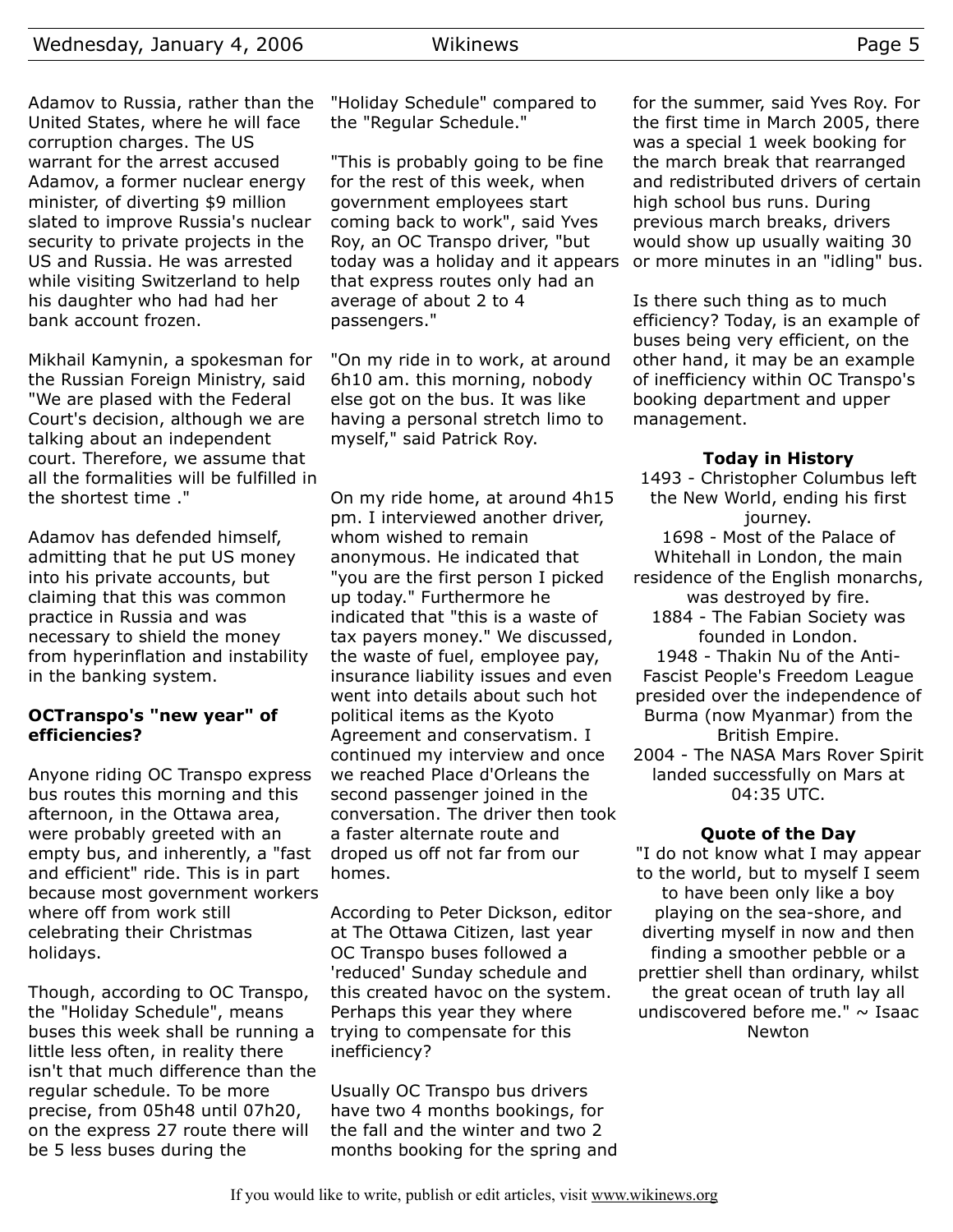Adamov to Russia, rather than the United States, where he will face corruption charges. The US warrant for the arrest accused Adamov, a former nuclear energy minister, of diverting $9 million slated to improve Russia's nuclear security to private projects in the US and Russia. He was arrested while visiting Switzerland to help his daughter who had had her bank account frozen.

Mikhail Kamynin, a spokesman for the Russian Foreign Ministry, said "We are plased with the Federal Court's decision, although we are talking about an independent court. Therefore, we assume that all the formalities will be fulfilled in the shortest time ."

Adamov has defended himself, admitting that he put US money into his private accounts, but claiming that this was common practice in Russia and was necessary to shield the money from hyperinflation and instability in the banking system.

### OCTranspo's "new year" of efficiencies?

Anyone riding OC Transpo express bus routes this morning and this afternoon, in the Ottawa area, were probably greeted with an empty bus, and inherently, a "fast and efficient" ride. This is in part because most government workers where off from work still celebrating their Christmas holidays.

Though, according to OC Transpo, the "Holiday Schedule", means buses this week shall be running a little less often, in reality there isn't that much difference than the regular schedule. To be more precise, from 05h48 until 07h20, on the express 27 route there will be 5 less buses during the "Holiday Schedule" compared to the "Regular Schedule."

"This is probably going to be fine for the rest of this week, when government employees start coming back to work", said Yves Roy, an OC Transpo driver, "but today was a holiday and it appears that express routes only had an average of about 2 to 4 passengers."

"On my ride in to work, at around 6h10 am. this morning, nobody else got on the bus. It was like having a personal stretch limo to myself," said Patrick Roy.

On my ride home, at around 4h15 pm. I interviewed another driver, whom wished to remain anonymous. He indicated that "you are the first person I picked up today." Furthermore he indicated that "this is a waste of tax payers money." We discussed, the waste of fuel, employee pay, insurance liability issues and even went into details about such hot political items as the Kyoto Agreement and conservatism. I continued my interview and once we reached Place d'Orleans the second passenger joined in the conversation. The driver then took a faster alternate route and droped us off not far from our homes.

According to Peter Dickson, editor at The Ottawa Citizen, last year OC Transpo buses followed a 'reduced' Sunday schedule and this created havoc on the system. Perhaps this year they where trying to compensate for this inefficiency?

Usually OC Transpo bus drivers have two 4 months bookings, for the fall and the winter and two 2 months booking for the spring and for the summer, said Yves Roy. For the first time in March 2005, there was a special 1 week booking for the march break that rearranged and redistributed drivers of certain high school bus runs. During previous march breaks, drivers would show up usually waiting 30 or more minutes in an "idling" bus.

Is there such thing as to much efficiency? Today, is an example of buses being very efficient, on the other hand, it may be an example of inefficiency within OC Transpo's booking department and upper management.

### Today in History

1493 - Christopher Columbus left the New World, ending his first journey.
1698 - Most of the Palace of Whitehall in London, the main residence of the English monarchs, was destroyed by fire.
1884 - The Fabian Society was founded in London.
1948 - Thakin Nu of the Anti-Fascist People's Freedom League presided over the independence of Burma (now Myanmar) from the British Empire.
2004 - The NASA Mars Rover Spirit landed successfully on Mars at 04:35 UTC.

### Quote of the Day

"I do not know what I may appear to the world, but to myself I seem to have been only like a boy playing on the sea-shore, and diverting myself in now and then finding a smoother pebble or a prettier shell than ordinary, whilst the great ocean of truth lay all undiscovered before me." ~ Isaac Newton

If you would like to write, publish or edit articles, visit www.wikinews.org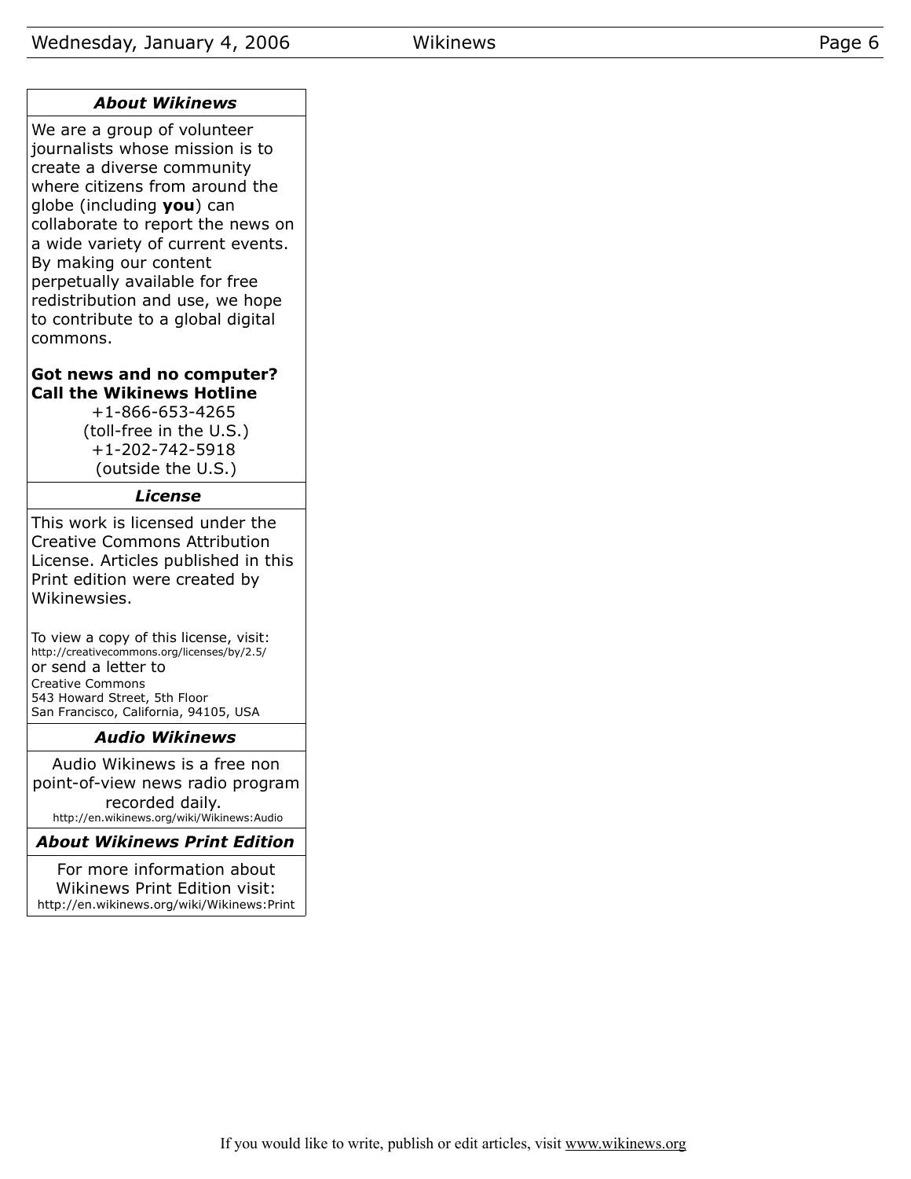### *About Wikinews*

We are a group of volunteer journalists whose mission is to create a diverse community where citizens from around the globe (including **you**) can collaborate to report the news on a wide variety of current events. By making our content perpetually available for free redistribution and use, we hope to contribute to a global digital commons.

**Got news and no computer?**
**Call the Wikinews Hotline**

+1-866-653-4265
(toll-free in the U.S.)
+1-202-742-5918
(outside the U.S.)

### *License*

This work is licensed under the Creative Commons Attribution License. Articles published in this Print edition were created by Wikinewsies.

To view a copy of this license, visit:
http://creativecommons.org/licenses/by/2.5/
or send a letter to
Creative Commons
543 Howard Street, 5th Floor
San Francisco, California, 94105, USA

### *Audio Wikinews*

Audio Wikinews is a free non point-of-view news radio program recorded daily.
http://en.wikinews.org/wiki/Wikinews:Audio

### *About Wikinews Print Edition*

For more information about Wikinews Print Edition visit:
http://en.wikinews.org/wiki/Wikinews:Print

If you would like to write, publish or edit articles, visit www.wikinews.org